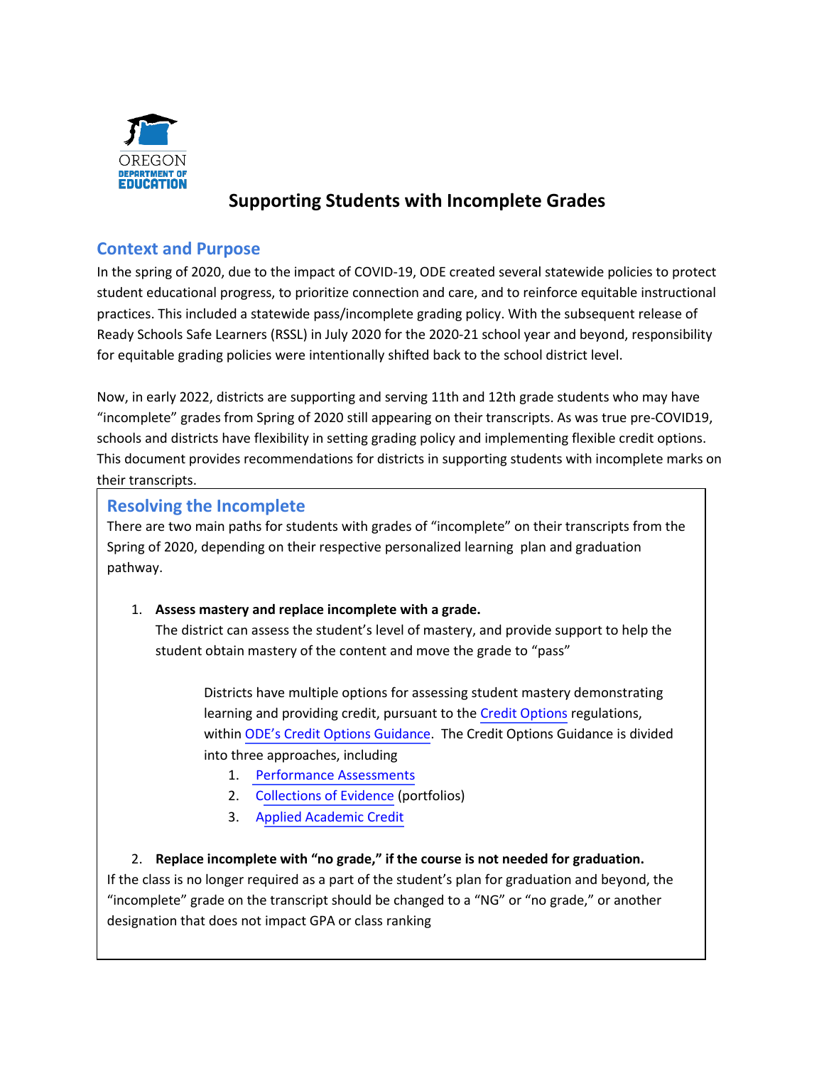# Supporting Students with Incomplete Grades

## Context and Purpose

In the spring of 2020, due to the impact of COVID-19, ODE created several statewide policies to protect student educational progress, to prioritize connection and care, and to reinforce equitable instructional practices. This included a statewide pass/incomplete grading policy. With the subsequent release of Ready Schools Safe Learners (RSSL) in July 2020 for the 2020-21 school year and beyond, responsibility for equitable grading policies were intentionally shifted back to the school district level.

Now, in early 2022, districts are supporting and serving 11th and 12th grade students who may have "incomplete" grades from Spring of 2020 still appearing on their transcripts. As was true pre-COVID19, schools and districts have flexibility in setting grading policy and implementing flexible credit options. This document provides recommendations for districts in supporting students with incomplete marks on their transcripts.

## Resolving the Incomplete

There are two main paths for students with grades of "incomplete" on their transcripts from the Spring of 2020, depending on their respective personalized learning plan and graduation pathway.

1. **Assess mastery and replace incomplete with a grade.**
   The district can assess the student's level of mastery, and provide support to help the student obtain mastery of the content and move the grade to "pass"

   Districts have multiple options for assessing student mastery demonstrating learning and providing credit, pursuant to the Credit Options regulations, within ODE's Credit Options Guidance. The Credit Options Guidance is divided into three approaches, including

   1. Performance Assessments
   2. Collections of Evidence (portfolios)
   3. Applied Academic Credit

2. **Replace incomplete with "no grade," if the course is not needed for graduation.**

If the class is no longer required as a part of the student's plan for graduation and beyond, the "incomplete" grade on the transcript should be changed to a "NG" or "no grade," or another designation that does not impact GPA or class ranking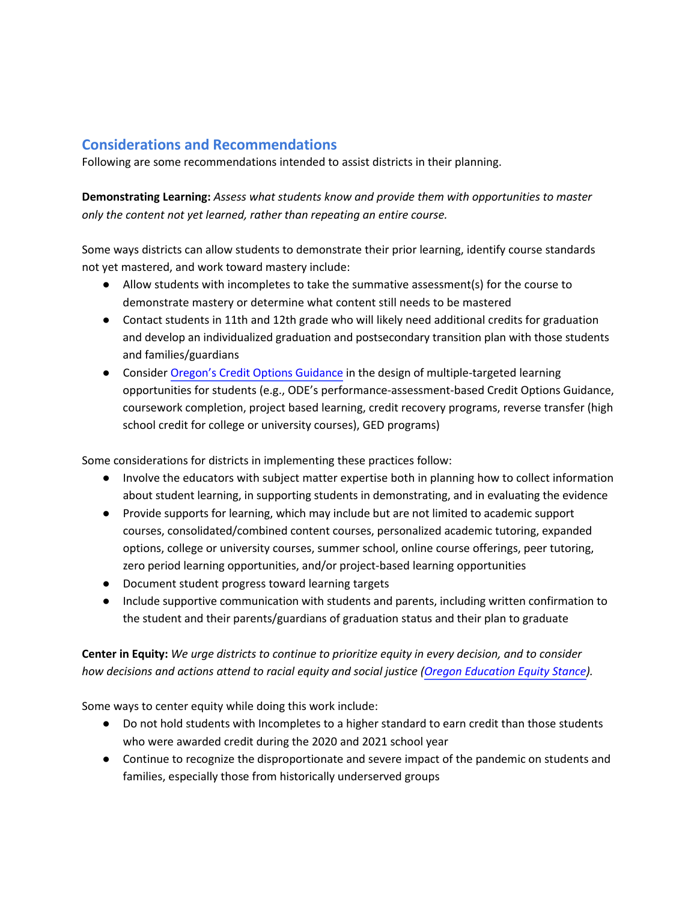## Considerations and Recommendations

Following are some recommendations intended to assist districts in their planning.

**Demonstrating Learning:** *Assess what students know and provide them with opportunities to master only the content not yet learned, rather than repeating an entire course.*

Some ways districts can allow students to demonstrate their prior learning, identify course standards not yet mastered, and work toward mastery include:

- Allow students with incompletes to take the summative assessment(s) for the course to demonstrate mastery or determine what content still needs to be mastered
- Contact students in 11th and 12th grade who will likely need additional credits for graduation and develop an individualized graduation and postsecondary transition plan with those students and families/guardians
- Consider Oregon's Credit Options Guidance in the design of multiple-targeted learning opportunities for students (e.g., ODE's performance-assessment-based Credit Options Guidance, coursework completion, project based learning, credit recovery programs, reverse transfer (high school credit for college or university courses), GED programs)

Some considerations for districts in implementing these practices follow:

- Involve the educators with subject matter expertise both in planning how to collect information about student learning, in supporting students in demonstrating, and in evaluating the evidence
- Provide supports for learning, which may include but are not limited to academic support courses, consolidated/combined content courses, personalized academic tutoring, expanded options, college or university courses, summer school, online course offerings, peer tutoring, zero period learning opportunities, and/or project-based learning opportunities
- Document student progress toward learning targets
- Include supportive communication with students and parents, including written confirmation to the student and their parents/guardians of graduation status and their plan to graduate

**Center in Equity:** *We urge districts to continue to prioritize equity in every decision, and to consider how decisions and actions attend to racial equity and social justice (Oregon Education Equity Stance).*

Some ways to center equity while doing this work include:

- Do not hold students with Incompletes to a higher standard to earn credit than those students who were awarded credit during the 2020 and 2021 school year
- Continue to recognize the disproportionate and severe impact of the pandemic on students and families, especially those from historically underserved groups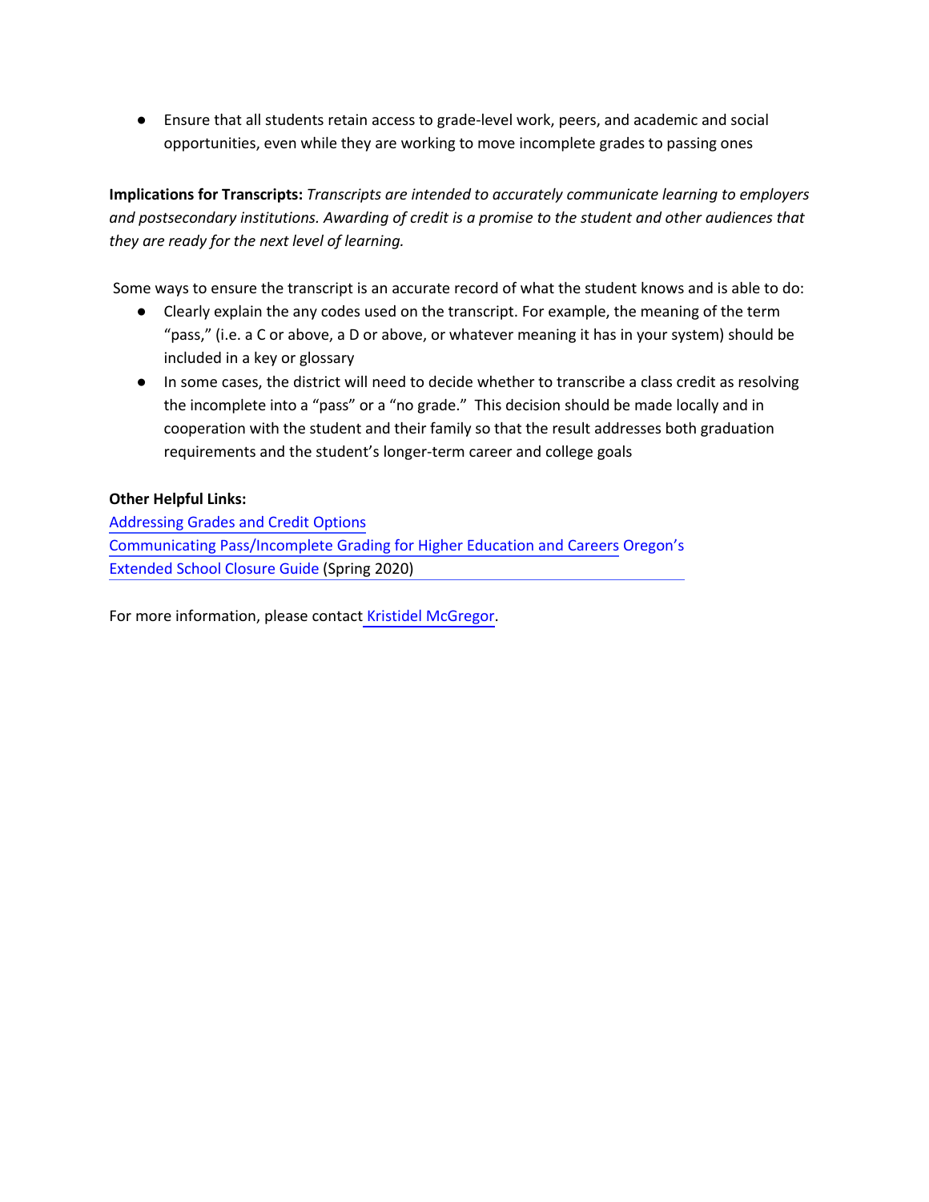- Ensure that all students retain access to grade-level work, peers, and academic and social opportunities, even while they are working to move incomplete grades to passing ones

**Implications for Transcripts:** *Transcripts are intended to accurately communicate learning to employers and postsecondary institutions. Awarding of credit is a promise to the student and other audiences that they are ready for the next level of learning.*

Some ways to ensure the transcript is an accurate record of what the student knows and is able to do:

- Clearly explain the any codes used on the transcript. For example, the meaning of the term "pass," (i.e. a C or above, a D or above, or whatever meaning it has in your system) should be included in a key or glossary
- In some cases, the district will need to decide whether to transcribe a class credit as resolving the incomplete into a "pass" or a "no grade." This decision should be made locally and in cooperation with the student and their family so that the result addresses both graduation requirements and the student's longer-term career and college goals

**Other Helpful Links:**

Addressing Grades and Credit Options
Communicating Pass/Incomplete Grading for Higher Education and Careers Oregon's Extended School Closure Guide (Spring 2020)

For more information, please contact Kristidel McGregor.